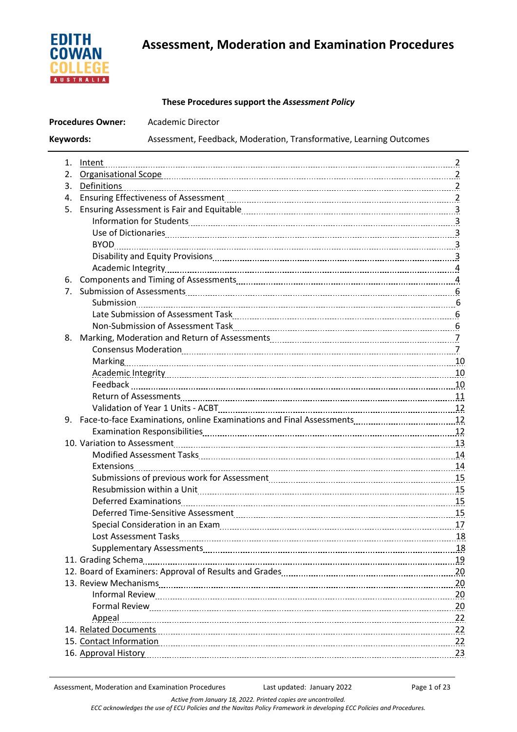# Assessment, Moderation and Examination Procedures

**These Procedures support the *Assessment Policy***

**Procedures Owner:** Academic Director

**Keywords:** Assessment, Feedback, Moderation, Transformative, Learning Outcomes

1. Intent ........ 2
2. Organisational Scope ........ 2
3. Definitions ........ 2
4. Ensuring Effectiveness of Assessment ........ 2
5. Ensuring Assessment is Fair and Equitable ........ 3
   - Information for Students ........ 3
   - Use of Dictionaries ........ 3
   - BYOD ........ 3
   - Disability and Equity Provisions ........ 3
   - Academic Integrity ........ 4
6. Components and Timing of Assessments ........ 4
7. Submission of Assessments ........ 6
   - Submission ........ 6
   - Late Submission of Assessment Task ........ 6
   - Non-Submission of Assessment Task ........ 6
8. Marking, Moderation and Return of Assessments ........ 7
   - Consensus Moderation ........ 7
   - Marking ........ 10
   - Academic Integrity ........ 10
   - Feedback ........ 10
   - Return of Assessments ........ 11
   - Validation of Year 1 Units - ACBT ........ 12
9. Face-to-face Examinations, online Examinations and Final Assessments ........ 12
   - Examination Responsibilities ........ 12
10. Variation to Assessment ........ 13
    - Modified Assessment Tasks ........ 14
    - Extensions ........ 14
    - Submissions of previous work for Assessment ........ 15
    - Resubmission within a Unit ........ 15
    - Deferred Examinations ........ 15
    - Deferred Time-Sensitive Assessment ........ 15
    - Special Consideration in an Exam ........ 17
    - Lost Assessment Tasks ........ 18
    - Supplementary Assessments ........ 18
11. Grading Schema ........ 19
12. Board of Examiners: Approval of Results and Grades ........ 20
13. Review Mechanisms ........ 20
    - Informal Review ........ 20
    - Formal Review ........ 20
    - Appeal ........ 22
14. Related Documents ........ 22
15. Contact Information ........ 22
16. Approval History ........ 23

*Active from January 18, 2022. Printed copies are uncontrolled.*
*ECC acknowledges the use of ECU Policies and the Navitas Policy Framework in developing ECC Policies and Procedures.*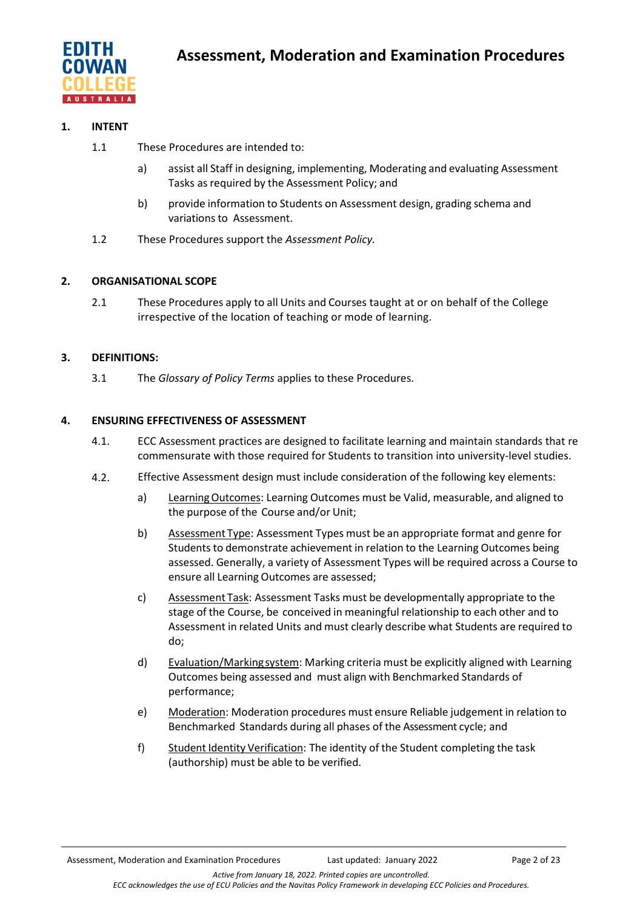# Assessment, Moderation and Examination Procedures

## 1. INTENT

1.1 These Procedures are intended to:

a) assist all Staff in designing, implementing, Moderating and evaluating Assessment Tasks as required by the Assessment Policy; and

b) provide information to Students on Assessment design, grading schema and variations to Assessment.

1.2 These Procedures support the *Assessment Policy.*

## 2. ORGANISATIONAL SCOPE

2.1 These Procedures apply to all Units and Courses taught at or on behalf of the College irrespective of the location of teaching or mode of learning.

## 3. DEFINITIONS:

3.1 The *Glossary of Policy Terms* applies to these Procedures.

## 4. ENSURING EFFECTIVENESS OF ASSESSMENT

4.1. ECC Assessment practices are designed to facilitate learning and maintain standards that re commensurate with those required for Students to transition into university-level studies.

4.2. Effective Assessment design must include consideration of the following key elements:

a) Learning Outcomes: Learning Outcomes must be Valid, measurable, and aligned to the purpose of the Course and/or Unit;

b) Assessment Type: Assessment Types must be an appropriate format and genre for Students to demonstrate achievement in relation to the Learning Outcomes being assessed. Generally, a variety of Assessment Types will be required across a Course to ensure all Learning Outcomes are assessed;

c) Assessment Task: Assessment Tasks must be developmentally appropriate to the stage of the Course, be conceived in meaningful relationship to each other and to Assessment in related Units and must clearly describe what Students are required to do;

d) Evaluation/Marking system: Marking criteria must be explicitly aligned with Learning Outcomes being assessed and must align with Benchmarked Standards of performance;

e) Moderation: Moderation procedures must ensure Reliable judgement in relation to Benchmarked Standards during all phases of the Assessment cycle; and

f) Student Identity Verification: The identity of the Student completing the task (authorship) must be able to be verified.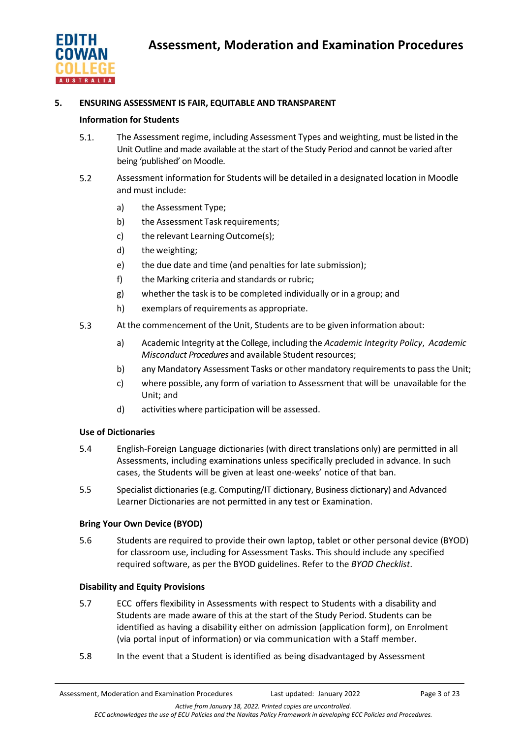## 5. ENSURING ASSESSMENT IS FAIR, EQUITABLE AND TRANSPARENT

### Information for Students

5.1. The Assessment regime, including Assessment Types and weighting, must be listed in the Unit Outline and made available at the start of the Study Period and cannot be varied after being 'published' on Moodle.

5.2 Assessment information for Students will be detailed in a designated location in Moodle and must include:

a) the Assessment Type;

b) the Assessment Task requirements;

c) the relevant Learning Outcome(s);

d) the weighting;

e) the due date and time (and penalties for late submission);

f) the Marking criteria and standards or rubric;

g) whether the task is to be completed individually or in a group; and

h) exemplars of requirements as appropriate.

5.3 At the commencement of the Unit, Students are to be given information about:

a) Academic Integrity at the College, including the *Academic Integrity Policy*, *Academic Misconduct Procedures* and available Student resources;

b) any Mandatory Assessment Tasks or other mandatory requirements to pass the Unit;

c) where possible, any form of variation to Assessment that will be unavailable for the Unit; and

d) activities where participation will be assessed.

### Use of Dictionaries

5.4 English-Foreign Language dictionaries (with direct translations only) are permitted in all Assessments, including examinations unless specifically precluded in advance. In such cases, the Students will be given at least one-weeks' notice of that ban.

5.5 Specialist dictionaries (e.g. Computing/IT dictionary, Business dictionary) and Advanced Learner Dictionaries are not permitted in any test or Examination.

### Bring Your Own Device (BYOD)

5.6 Students are required to provide their own laptop, tablet or other personal device (BYOD) for classroom use, including for Assessment Tasks. This should include any specified required software, as per the BYOD guidelines. Refer to the *BYOD Checklist*.

### Disability and Equity Provisions

5.7 ECC offers flexibility in Assessments with respect to Students with a disability and Students are made aware of this at the start of the Study Period. Students can be identified as having a disability either on admission (application form), on Enrolment (via portal input of information) or via communication with a Staff member.

5.8 In the event that a Student is identified as being disadvantaged by Assessment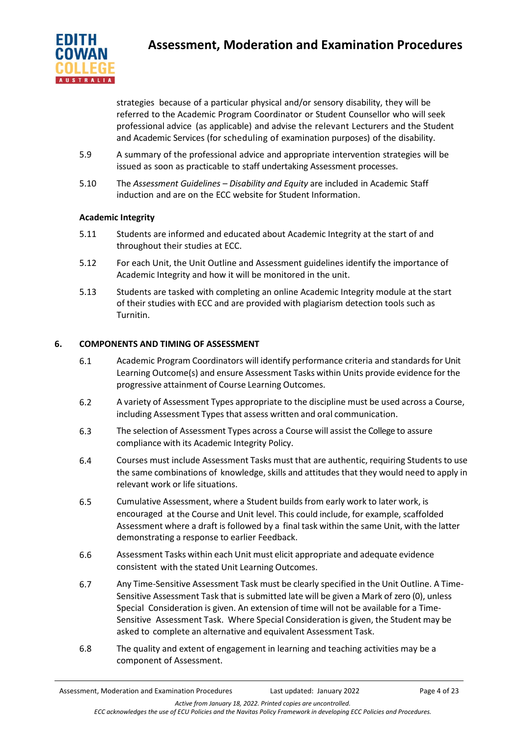strategies because of a particular physical and/or sensory disability, they will be referred to the Academic Program Coordinator or Student Counsellor who will seek professional advice (as applicable) and advise the relevant Lecturers and the Student and Academic Services (for scheduling of examination purposes) of the disability.

5.9 A summary of the professional advice and appropriate intervention strategies will be issued as soon as practicable to staff undertaking Assessment processes.

5.10 The *Assessment Guidelines – Disability and Equity* are included in Academic Staff induction and are on the ECC website for Student Information.

**Academic Integrity**

5.11 Students are informed and educated about Academic Integrity at the start of and throughout their studies at ECC.

5.12 For each Unit, the Unit Outline and Assessment guidelines identify the importance of Academic Integrity and how it will be monitored in the unit.

5.13 Students are tasked with completing an online Academic Integrity module at the start of their studies with ECC and are provided with plagiarism detection tools such as Turnitin.

## 6. COMPONENTS AND TIMING OF ASSESSMENT

6.1 Academic Program Coordinators will identify performance criteria and standards for Unit Learning Outcome(s) and ensure Assessment Tasks within Units provide evidence for the progressive attainment of Course Learning Outcomes.

6.2 A variety of Assessment Types appropriate to the discipline must be used across a Course, including Assessment Types that assess written and oral communication.

6.3 The selection of Assessment Types across a Course will assist the College to assure compliance with its Academic Integrity Policy.

6.4 Courses must include Assessment Tasks must that are authentic, requiring Students to use the same combinations of knowledge, skills and attitudes that they would need to apply in relevant work or life situations.

6.5 Cumulative Assessment, where a Student builds from early work to later work, is encouraged at the Course and Unit level. This could include, for example, scaffolded Assessment where a draft is followed by a final task within the same Unit, with the latter demonstrating a response to earlier Feedback.

6.6 Assessment Tasks within each Unit must elicit appropriate and adequate evidence consistent with the stated Unit Learning Outcomes.

6.7 Any Time-Sensitive Assessment Task must be clearly specified in the Unit Outline. A Time-Sensitive Assessment Task that is submitted late will be given a Mark of zero (0), unless Special Consideration is given. An extension of time will not be available for a Time-Sensitive Assessment Task. Where Special Consideration is given, the Student may be asked to complete an alternative and equivalent Assessment Task.

6.8 The quality and extent of engagement in learning and teaching activities may be a component of Assessment.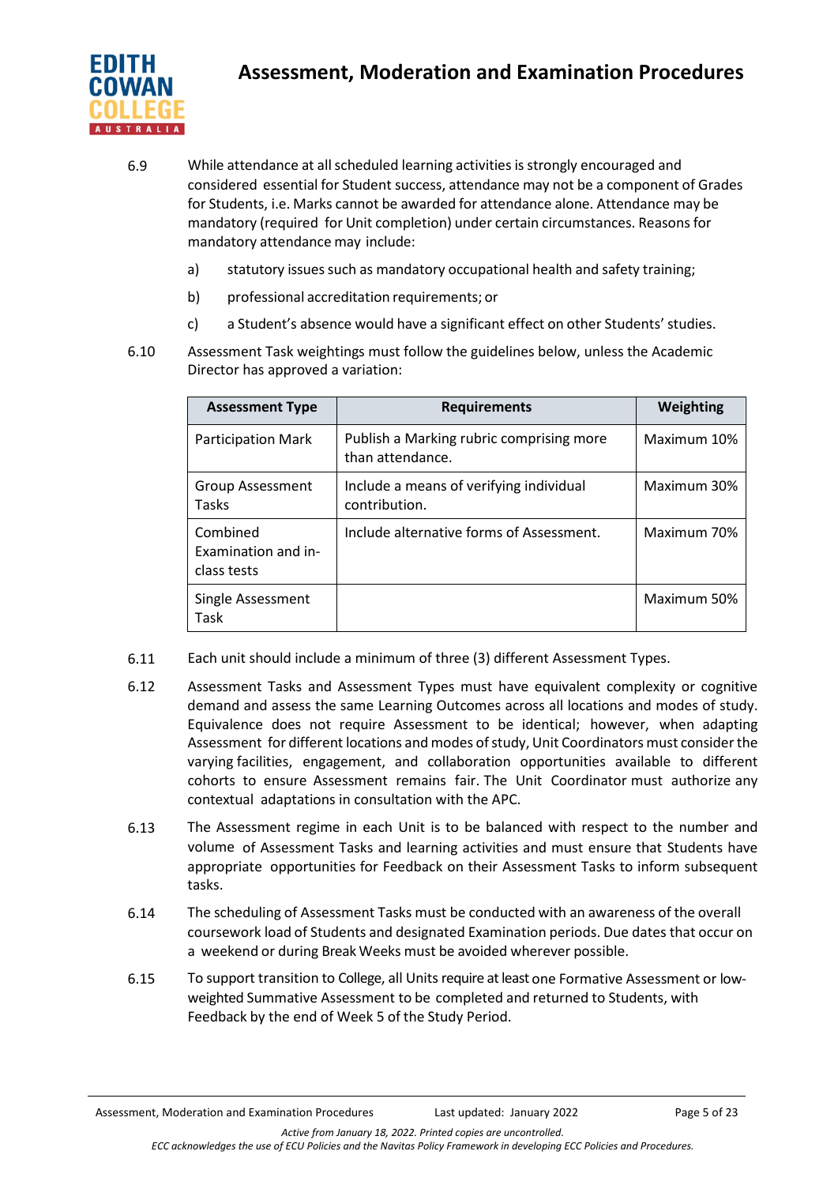6.9 While attendance at all scheduled learning activities is strongly encouraged and considered essential for Student success, attendance may not be a component of Grades for Students, i.e. Marks cannot be awarded for attendance alone. Attendance may be mandatory (required for Unit completion) under certain circumstances. Reasons for mandatory attendance may include:

a) statutory issues such as mandatory occupational health and safety training;

b) professional accreditation requirements; or

c) a Student's absence would have a significant effect on other Students' studies.

6.10 Assessment Task weightings must follow the guidelines below, unless the Academic Director has approved a variation:

| Assessment Type | Requirements | Weighting |
|---|---|---|
| Participation Mark | Publish a Marking rubric comprising more than attendance. | Maximum 10% |
| Group Assessment Tasks | Include a means of verifying individual contribution. | Maximum 30% |
| Combined Examination and in-class tests | Include alternative forms of Assessment. | Maximum 70% |
| Single Assessment Task | | Maximum 50% |

6.11 Each unit should include a minimum of three (3) different Assessment Types.

6.12 Assessment Tasks and Assessment Types must have equivalent complexity or cognitive demand and assess the same Learning Outcomes across all locations and modes of study. Equivalence does not require Assessment to be identical; however, when adapting Assessment for different locations and modes of study, Unit Coordinators must consider the varying facilities, engagement, and collaboration opportunities available to different cohorts to ensure Assessment remains fair. The Unit Coordinator must authorize any contextual adaptations in consultation with the APC.

6.13 The Assessment regime in each Unit is to be balanced with respect to the number and volume of Assessment Tasks and learning activities and must ensure that Students have appropriate opportunities for Feedback on their Assessment Tasks to inform subsequent tasks.

6.14 The scheduling of Assessment Tasks must be conducted with an awareness of the overall coursework load of Students and designated Examination periods. Due dates that occur on a weekend or during Break Weeks must be avoided wherever possible.

6.15 To support transition to College, all Units require at least one Formative Assessment or low-weighted Summative Assessment to be completed and returned to Students, with Feedback by the end of Week 5 of the Study Period.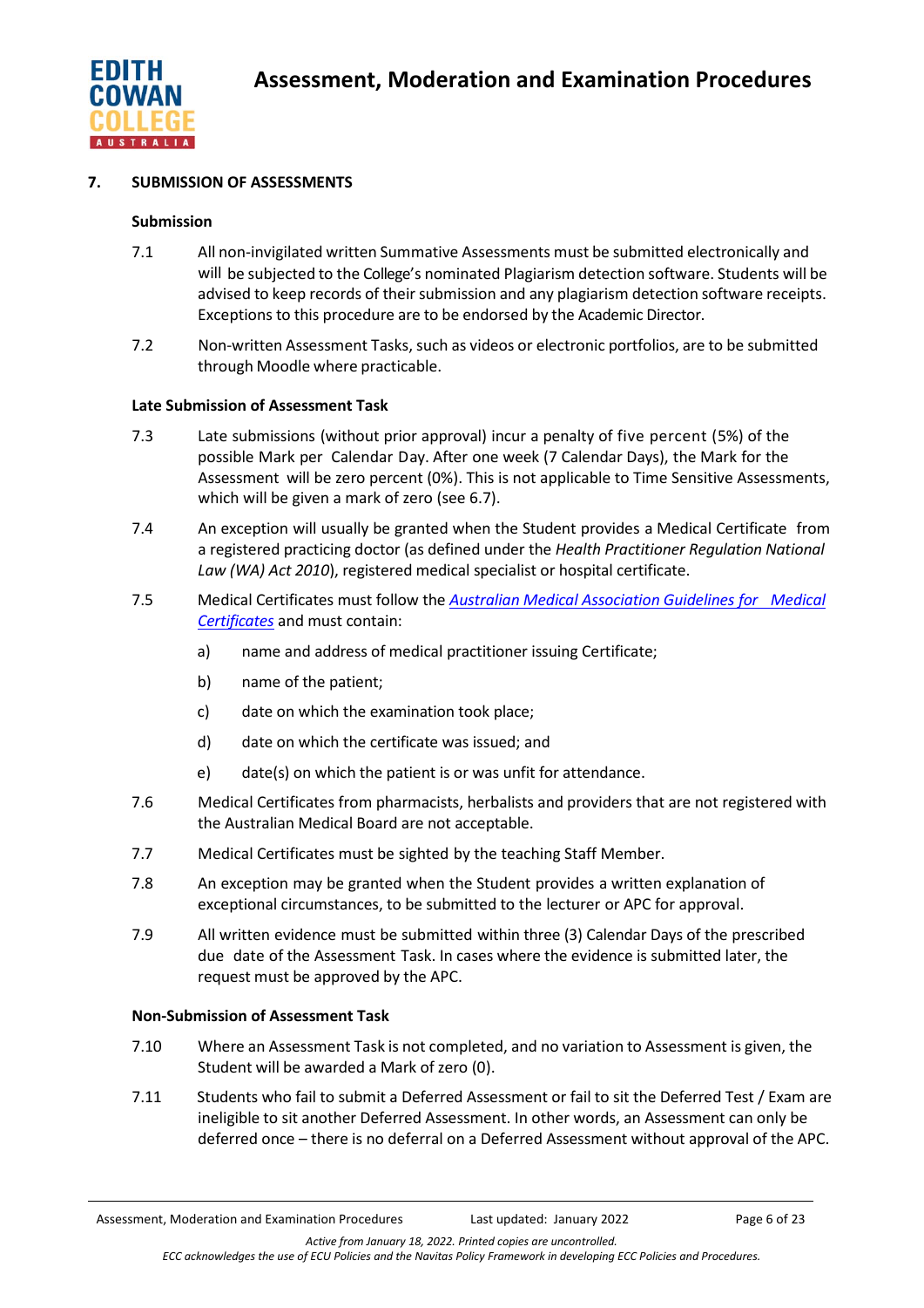## 7. SUBMISSION OF ASSESSMENTS

### Submission

7.1 All non-invigilated written Summative Assessments must be submitted electronically and will be subjected to the College's nominated Plagiarism detection software. Students will be advised to keep records of their submission and any plagiarism detection software receipts. Exceptions to this procedure are to be endorsed by the Academic Director.

7.2 Non-written Assessment Tasks, such as videos or electronic portfolios, are to be submitted through Moodle where practicable.

### Late Submission of Assessment Task

7.3 Late submissions (without prior approval) incur a penalty of five percent (5%) of the possible Mark per Calendar Day. After one week (7 Calendar Days), the Mark for the Assessment will be zero percent (0%). This is not applicable to Time Sensitive Assessments, which will be given a mark of zero (see 6.7).

7.4 An exception will usually be granted when the Student provides a Medical Certificate from a registered practicing doctor (as defined under the *Health Practitioner Regulation National Law (WA) Act 2010*), registered medical specialist or hospital certificate.

7.5 Medical Certificates must follow the *[Australian Medical Association Guidelines for Medical Certificates]()* and must contain:

a) name and address of medical practitioner issuing Certificate;

b) name of the patient;

c) date on which the examination took place;

d) date on which the certificate was issued; and

e) date(s) on which the patient is or was unfit for attendance.

7.6 Medical Certificates from pharmacists, herbalists and providers that are not registered with the Australian Medical Board are not acceptable.

7.7 Medical Certificates must be sighted by the teaching Staff Member.

7.8 An exception may be granted when the Student provides a written explanation of exceptional circumstances, to be submitted to the lecturer or APC for approval.

7.9 All written evidence must be submitted within three (3) Calendar Days of the prescribed due date of the Assessment Task. In cases where the evidence is submitted later, the request must be approved by the APC.

### Non-Submission of Assessment Task

7.10 Where an Assessment Task is not completed, and no variation to Assessment is given, the Student will be awarded a Mark of zero (0).

7.11 Students who fail to submit a Deferred Assessment or fail to sit the Deferred Test / Exam are ineligible to sit another Deferred Assessment. In other words, an Assessment can only be deferred once – there is no deferral on a Deferred Assessment without approval of the APC.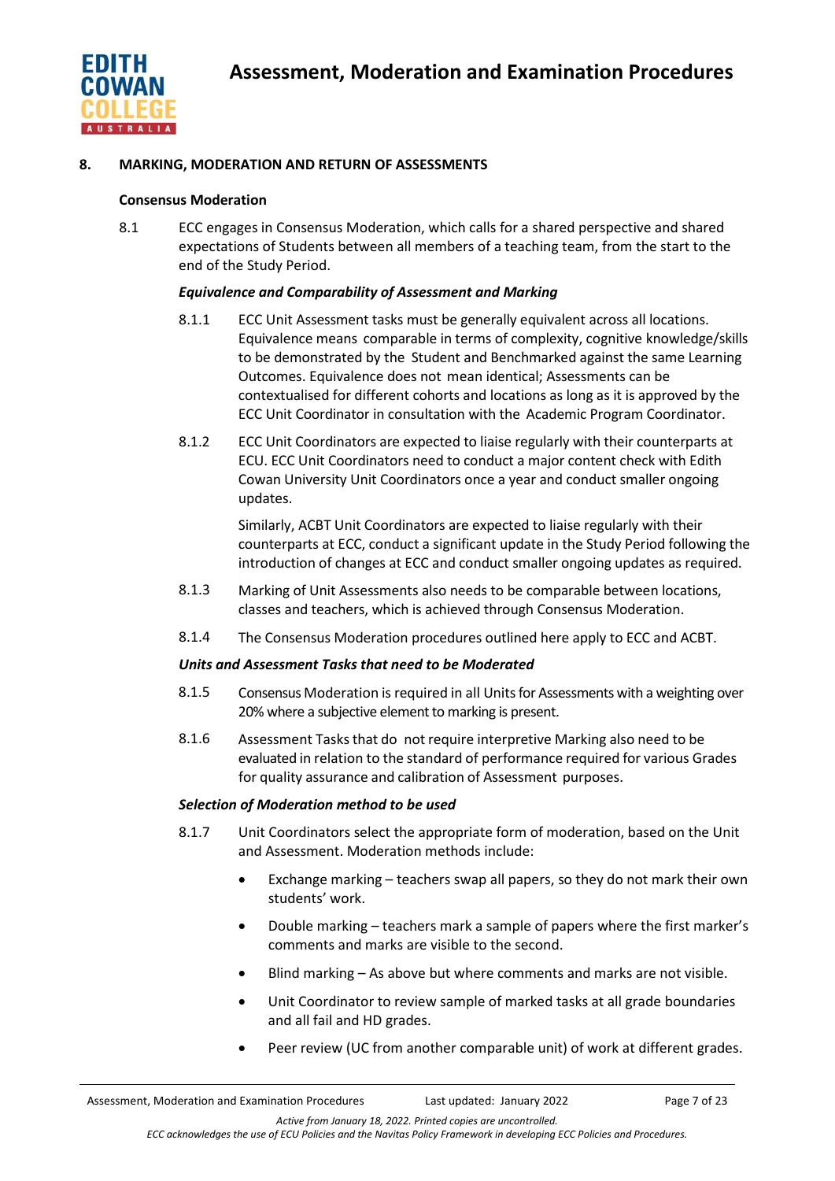## 8. MARKING, MODERATION AND RETURN OF ASSESSMENTS

### Consensus Moderation

8.1 ECC engages in Consensus Moderation, which calls for a shared perspective and shared expectations of Students between all members of a teaching team, from the start to the end of the Study Period.

#### *Equivalence and Comparability of Assessment and Marking*

8.1.1 ECC Unit Assessment tasks must be generally equivalent across all locations. Equivalence means comparable in terms of complexity, cognitive knowledge/skills to be demonstrated by the Student and Benchmarked against the same Learning Outcomes. Equivalence does not mean identical; Assessments can be contextualised for different cohorts and locations as long as it is approved by the ECC Unit Coordinator in consultation with the Academic Program Coordinator.

8.1.2 ECC Unit Coordinators are expected to liaise regularly with their counterparts at ECU. ECC Unit Coordinators need to conduct a major content check with Edith Cowan University Unit Coordinators once a year and conduct smaller ongoing updates.

Similarly, ACBT Unit Coordinators are expected to liaise regularly with their counterparts at ECC, conduct a significant update in the Study Period following the introduction of changes at ECC and conduct smaller ongoing updates as required.

8.1.3 Marking of Unit Assessments also needs to be comparable between locations, classes and teachers, which is achieved through Consensus Moderation.

8.1.4 The Consensus Moderation procedures outlined here apply to ECC and ACBT.

#### *Units and Assessment Tasks that need to be Moderated*

8.1.5 Consensus Moderation is required in all Units for Assessments with a weighting over 20% where a subjective element to marking is present.

8.1.6 Assessment Tasks that do not require interpretive Marking also need to be evaluated in relation to the standard of performance required for various Grades for quality assurance and calibration of Assessment purposes.

#### *Selection of Moderation method to be used*

8.1.7 Unit Coordinators select the appropriate form of moderation, based on the Unit and Assessment. Moderation methods include:

- Exchange marking – teachers swap all papers, so they do not mark their own students' work.
- Double marking – teachers mark a sample of papers where the first marker's comments and marks are visible to the second.
- Blind marking – As above but where comments and marks are not visible.
- Unit Coordinator to review sample of marked tasks at all grade boundaries and all fail and HD grades.
- Peer review (UC from another comparable unit) of work at different grades.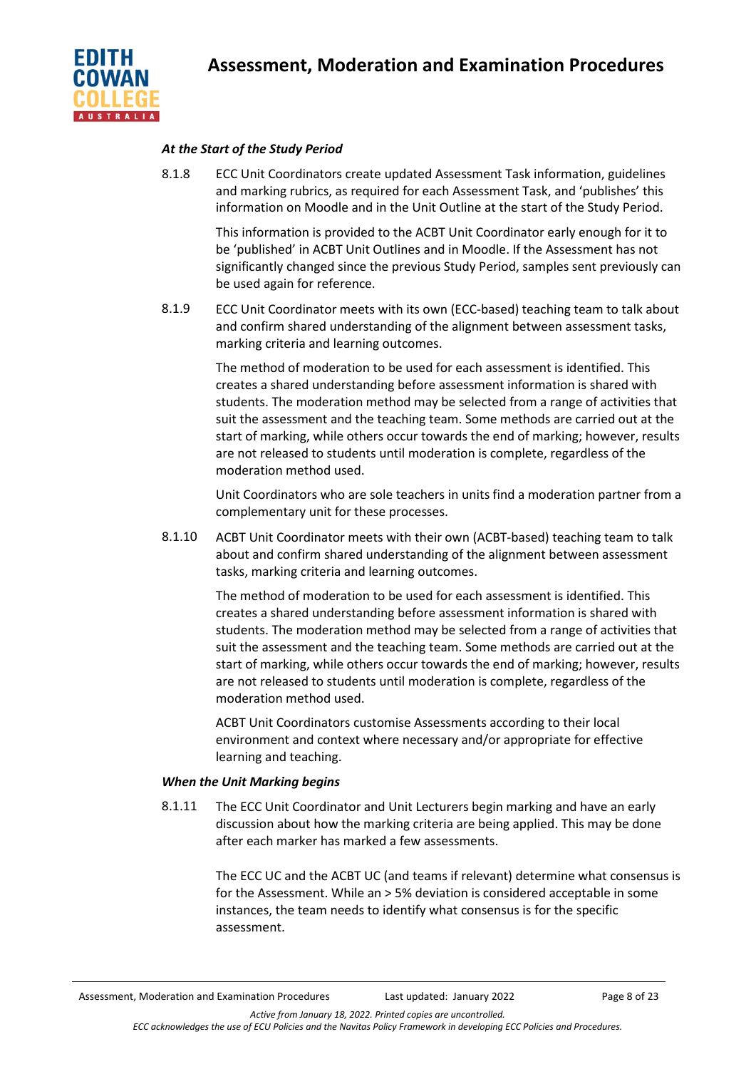*At the Start of the Study Period*

8.1.8 ECC Unit Coordinators create updated Assessment Task information, guidelines and marking rubrics, as required for each Assessment Task, and 'publishes' this information on Moodle and in the Unit Outline at the start of the Study Period.

This information is provided to the ACBT Unit Coordinator early enough for it to be 'published' in ACBT Unit Outlines and in Moodle. If the Assessment has not significantly changed since the previous Study Period, samples sent previously can be used again for reference.

8.1.9 ECC Unit Coordinator meets with its own (ECC-based) teaching team to talk about and confirm shared understanding of the alignment between assessment tasks, marking criteria and learning outcomes.

The method of moderation to be used for each assessment is identified. This creates a shared understanding before assessment information is shared with students. The moderation method may be selected from a range of activities that suit the assessment and the teaching team. Some methods are carried out at the start of marking, while others occur towards the end of marking; however, results are not released to students until moderation is complete, regardless of the moderation method used.

Unit Coordinators who are sole teachers in units find a moderation partner from a complementary unit for these processes.

8.1.10 ACBT Unit Coordinator meets with their own (ACBT-based) teaching team to talk about and confirm shared understanding of the alignment between assessment tasks, marking criteria and learning outcomes.

The method of moderation to be used for each assessment is identified. This creates a shared understanding before assessment information is shared with students. The moderation method may be selected from a range of activities that suit the assessment and the teaching team. Some methods are carried out at the start of marking, while others occur towards the end of marking; however, results are not released to students until moderation is complete, regardless of the moderation method used.

ACBT Unit Coordinators customise Assessments according to their local environment and context where necessary and/or appropriate for effective learning and teaching.

***When the Unit Marking begins***

8.1.11 The ECC Unit Coordinator and Unit Lecturers begin marking and have an early discussion about how the marking criteria are being applied. This may be done after each marker has marked a few assessments.

The ECC UC and the ACBT UC (and teams if relevant) determine what consensus is for the Assessment. While an > 5% deviation is considered acceptable in some instances, the team needs to identify what consensus is for the specific assessment.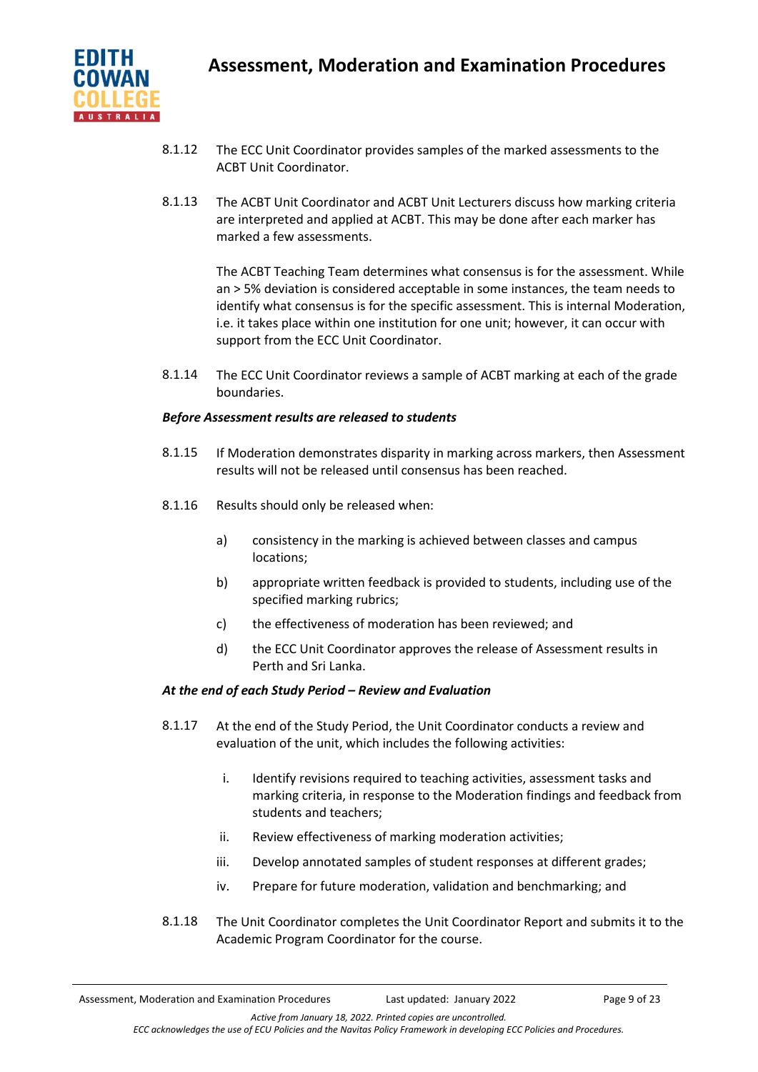8.1.12 The ECC Unit Coordinator provides samples of the marked assessments to the ACBT Unit Coordinator.

8.1.13 The ACBT Unit Coordinator and ACBT Unit Lecturers discuss how marking criteria are interpreted and applied at ACBT. This may be done after each marker has marked a few assessments.

The ACBT Teaching Team determines what consensus is for the assessment. While an > 5% deviation is considered acceptable in some instances, the team needs to identify what consensus is for the specific assessment. This is internal Moderation, i.e. it takes place within one institution for one unit; however, it can occur with support from the ECC Unit Coordinator.

8.1.14 The ECC Unit Coordinator reviews a sample of ACBT marking at each of the grade boundaries.

***Before Assessment results are released to students***

8.1.15 If Moderation demonstrates disparity in marking across markers, then Assessment results will not be released until consensus has been reached.

8.1.16 Results should only be released when:

a) consistency in the marking is achieved between classes and campus locations;

b) appropriate written feedback is provided to students, including use of the specified marking rubrics;

c) the effectiveness of moderation has been reviewed; and

d) the ECC Unit Coordinator approves the release of Assessment results in Perth and Sri Lanka.

***At the end of each Study Period – Review and Evaluation***

8.1.17 At the end of the Study Period, the Unit Coordinator conducts a review and evaluation of the unit, which includes the following activities:

i. Identify revisions required to teaching activities, assessment tasks and marking criteria, in response to the Moderation findings and feedback from students and teachers;

ii. Review effectiveness of marking moderation activities;

iii. Develop annotated samples of student responses at different grades;

iv. Prepare for future moderation, validation and benchmarking; and

8.1.18 The Unit Coordinator completes the Unit Coordinator Report and submits it to the Academic Program Coordinator for the course.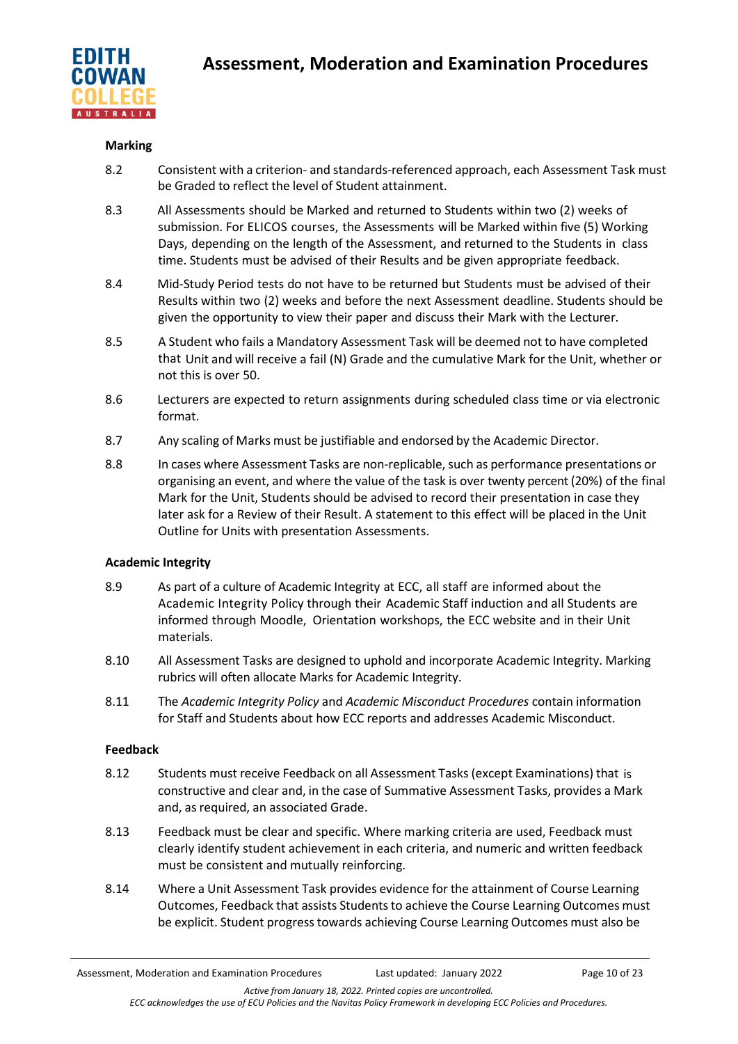**Marking**

8.2 Consistent with a criterion- and standards-referenced approach, each Assessment Task must be Graded to reflect the level of Student attainment.

8.3 All Assessments should be Marked and returned to Students within two (2) weeks of submission. For ELICOS courses, the Assessments will be Marked within five (5) Working Days, depending on the length of the Assessment, and returned to the Students in class time. Students must be advised of their Results and be given appropriate feedback.

8.4 Mid-Study Period tests do not have to be returned but Students must be advised of their Results within two (2) weeks and before the next Assessment deadline. Students should be given the opportunity to view their paper and discuss their Mark with the Lecturer.

8.5 A Student who fails a Mandatory Assessment Task will be deemed not to have completed that Unit and will receive a fail (N) Grade and the cumulative Mark for the Unit, whether or not this is over 50.

8.6 Lecturers are expected to return assignments during scheduled class time or via electronic format.

8.7 Any scaling of Marks must be justifiable and endorsed by the Academic Director.

8.8 In cases where Assessment Tasks are non-replicable, such as performance presentations or organising an event, and where the value of the task is over twenty percent (20%) of the final Mark for the Unit, Students should be advised to record their presentation in case they later ask for a Review of their Result. A statement to this effect will be placed in the Unit Outline for Units with presentation Assessments.

**Academic Integrity**

8.9 As part of a culture of Academic Integrity at ECC, all staff are informed about the Academic Integrity Policy through their Academic Staff induction and all Students are informed through Moodle, Orientation workshops, the ECC website and in their Unit materials.

8.10 All Assessment Tasks are designed to uphold and incorporate Academic Integrity. Marking rubrics will often allocate Marks for Academic Integrity.

8.11 The *Academic Integrity Policy* and *Academic Misconduct Procedures* contain information for Staff and Students about how ECC reports and addresses Academic Misconduct.

**Feedback**

8.12 Students must receive Feedback on all Assessment Tasks (except Examinations) that is constructive and clear and, in the case of Summative Assessment Tasks, provides a Mark and, as required, an associated Grade.

8.13 Feedback must be clear and specific. Where marking criteria are used, Feedback must clearly identify student achievement in each criteria, and numeric and written feedback must be consistent and mutually reinforcing.

8.14 Where a Unit Assessment Task provides evidence for the attainment of Course Learning Outcomes, Feedback that assists Students to achieve the Course Learning Outcomes must be explicit. Student progress towards achieving Course Learning Outcomes must also be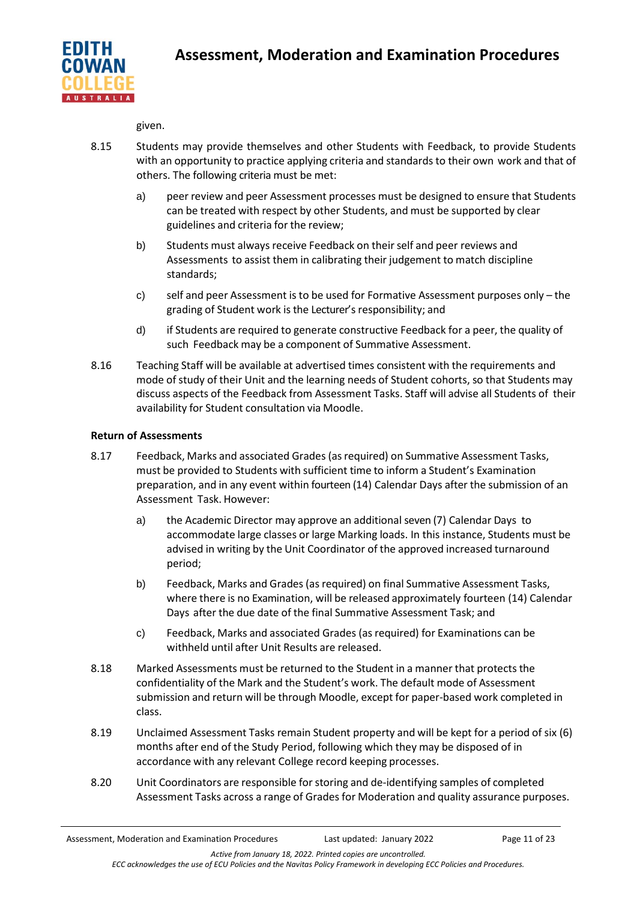given.

8.15 Students may provide themselves and other Students with Feedback, to provide Students with an opportunity to practice applying criteria and standards to their own work and that of others. The following criteria must be met:

a) peer review and peer Assessment processes must be designed to ensure that Students can be treated with respect by other Students, and must be supported by clear guidelines and criteria for the review;

b) Students must always receive Feedback on their self and peer reviews and Assessments to assist them in calibrating their judgement to match discipline standards;

c) self and peer Assessment is to be used for Formative Assessment purposes only – the grading of Student work is the Lecturer's responsibility; and

d) if Students are required to generate constructive Feedback for a peer, the quality of such Feedback may be a component of Summative Assessment.

8.16 Teaching Staff will be available at advertised times consistent with the requirements and mode of study of their Unit and the learning needs of Student cohorts, so that Students may discuss aspects of the Feedback from Assessment Tasks. Staff will advise all Students of their availability for Student consultation via Moodle.

**Return of Assessments**

8.17 Feedback, Marks and associated Grades (as required) on Summative Assessment Tasks, must be provided to Students with sufficient time to inform a Student's Examination preparation, and in any event within fourteen (14) Calendar Days after the submission of an Assessment Task. However:

a) the Academic Director may approve an additional seven (7) Calendar Days to accommodate large classes or large Marking loads. In this instance, Students must be advised in writing by the Unit Coordinator of the approved increased turnaround period;

b) Feedback, Marks and Grades (as required) on final Summative Assessment Tasks, where there is no Examination, will be released approximately fourteen (14) Calendar Days after the due date of the final Summative Assessment Task; and

c) Feedback, Marks and associated Grades (as required) for Examinations can be withheld until after Unit Results are released.

8.18 Marked Assessments must be returned to the Student in a manner that protects the confidentiality of the Mark and the Student's work. The default mode of Assessment submission and return will be through Moodle, except for paper-based work completed in class.

8.19 Unclaimed Assessment Tasks remain Student property and will be kept for a period of six (6) months after end of the Study Period, following which they may be disposed of in accordance with any relevant College record keeping processes.

8.20 Unit Coordinators are responsible for storing and de-identifying samples of completed Assessment Tasks across a range of Grades for Moderation and quality assurance purposes.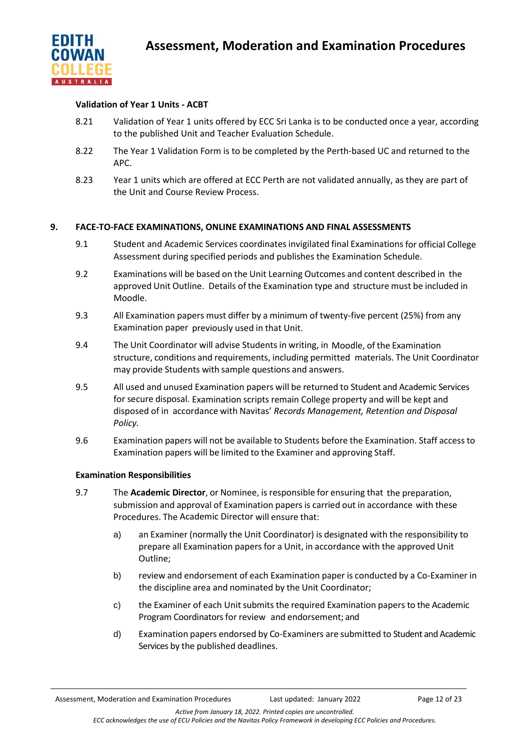**Validation of Year 1 Units - ACBT**

8.21 Validation of Year 1 units offered by ECC Sri Lanka is to be conducted once a year, according to the published Unit and Teacher Evaluation Schedule.

8.22 The Year 1 Validation Form is to be completed by the Perth-based UC and returned to the APC.

8.23 Year 1 units which are offered at ECC Perth are not validated annually, as they are part of the Unit and Course Review Process.

## 9. FACE-TO-FACE EXAMINATIONS, ONLINE EXAMINATIONS AND FINAL ASSESSMENTS

9.1 Student and Academic Services coordinates invigilated final Examinations for official College Assessment during specified periods and publishes the Examination Schedule.

9.2 Examinations will be based on the Unit Learning Outcomes and content described in the approved Unit Outline. Details of the Examination type and structure must be included in Moodle.

9.3 All Examination papers must differ by a minimum of twenty-five percent (25%) from any Examination paper previously used in that Unit.

9.4 The Unit Coordinator will advise Students in writing, in Moodle, of the Examination structure, conditions and requirements, including permitted materials. The Unit Coordinator may provide Students with sample questions and answers.

9.5 All used and unused Examination papers will be returned to Student and Academic Services for secure disposal. Examination scripts remain College property and will be kept and disposed of in accordance with Navitas' *Records Management, Retention and Disposal Policy.*

9.6 Examination papers will not be available to Students before the Examination. Staff access to Examination papers will be limited to the Examiner and approving Staff.

**Examination Responsibilities**

9.7 The **Academic Director**, or Nominee, is responsible for ensuring that the preparation, submission and approval of Examination papers is carried out in accordance with these Procedures. The Academic Director will ensure that:

a) an Examiner (normally the Unit Coordinator) is designated with the responsibility to prepare all Examination papers for a Unit, in accordance with the approved Unit Outline;

b) review and endorsement of each Examination paper is conducted by a Co-Examiner in the discipline area and nominated by the Unit Coordinator;

c) the Examiner of each Unit submits the required Examination papers to the Academic Program Coordinators for review and endorsement; and

d) Examination papers endorsed by Co-Examiners are submitted to Student and Academic Services by the published deadlines.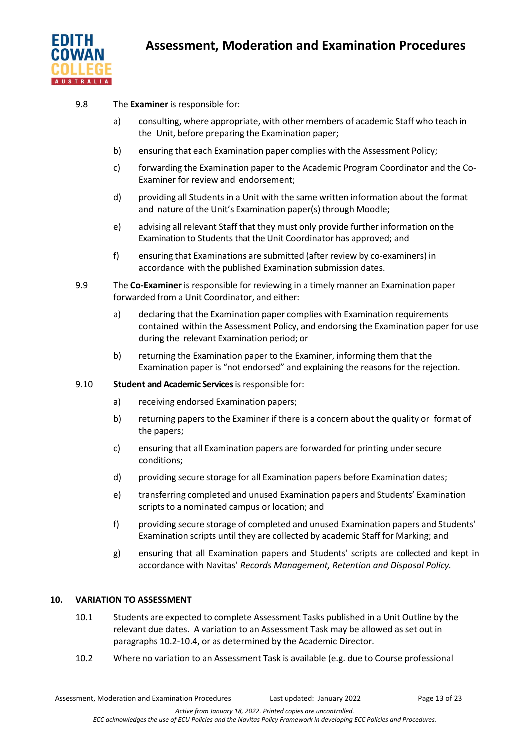9.8 The **Examiner** is responsible for:

a) consulting, where appropriate, with other members of academic Staff who teach in the Unit, before preparing the Examination paper;

b) ensuring that each Examination paper complies with the Assessment Policy;

c) forwarding the Examination paper to the Academic Program Coordinator and the Co-Examiner for review and endorsement;

d) providing all Students in a Unit with the same written information about the format and nature of the Unit's Examination paper(s) through Moodle;

e) advising all relevant Staff that they must only provide further information on the Examination to Students that the Unit Coordinator has approved; and

f) ensuring that Examinations are submitted (after review by co-examiners) in accordance with the published Examination submission dates.

9.9 The **Co-Examiner** is responsible for reviewing in a timely manner an Examination paper forwarded from a Unit Coordinator, and either:

a) declaring that the Examination paper complies with Examination requirements contained within the Assessment Policy, and endorsing the Examination paper for use during the relevant Examination period; or

b) returning the Examination paper to the Examiner, informing them that the Examination paper is "not endorsed" and explaining the reasons for the rejection.

9.10 **Student and Academic Services** is responsible for:

a) receiving endorsed Examination papers;

b) returning papers to the Examiner if there is a concern about the quality or format of the papers;

c) ensuring that all Examination papers are forwarded for printing under secure conditions;

d) providing secure storage for all Examination papers before Examination dates;

e) transferring completed and unused Examination papers and Students' Examination scripts to a nominated campus or location; and

f) providing secure storage of completed and unused Examination papers and Students' Examination scripts until they are collected by academic Staff for Marking; and

g) ensuring that all Examination papers and Students' scripts are collected and kept in accordance with Navitas' *Records Management, Retention and Disposal Policy*.

## 10. VARIATION TO ASSESSMENT

10.1 Students are expected to complete Assessment Tasks published in a Unit Outline by the relevant due dates. A variation to an Assessment Task may be allowed as set out in paragraphs 10.2-10.4, or as determined by the Academic Director.

10.2 Where no variation to an Assessment Task is available (e.g. due to Course professional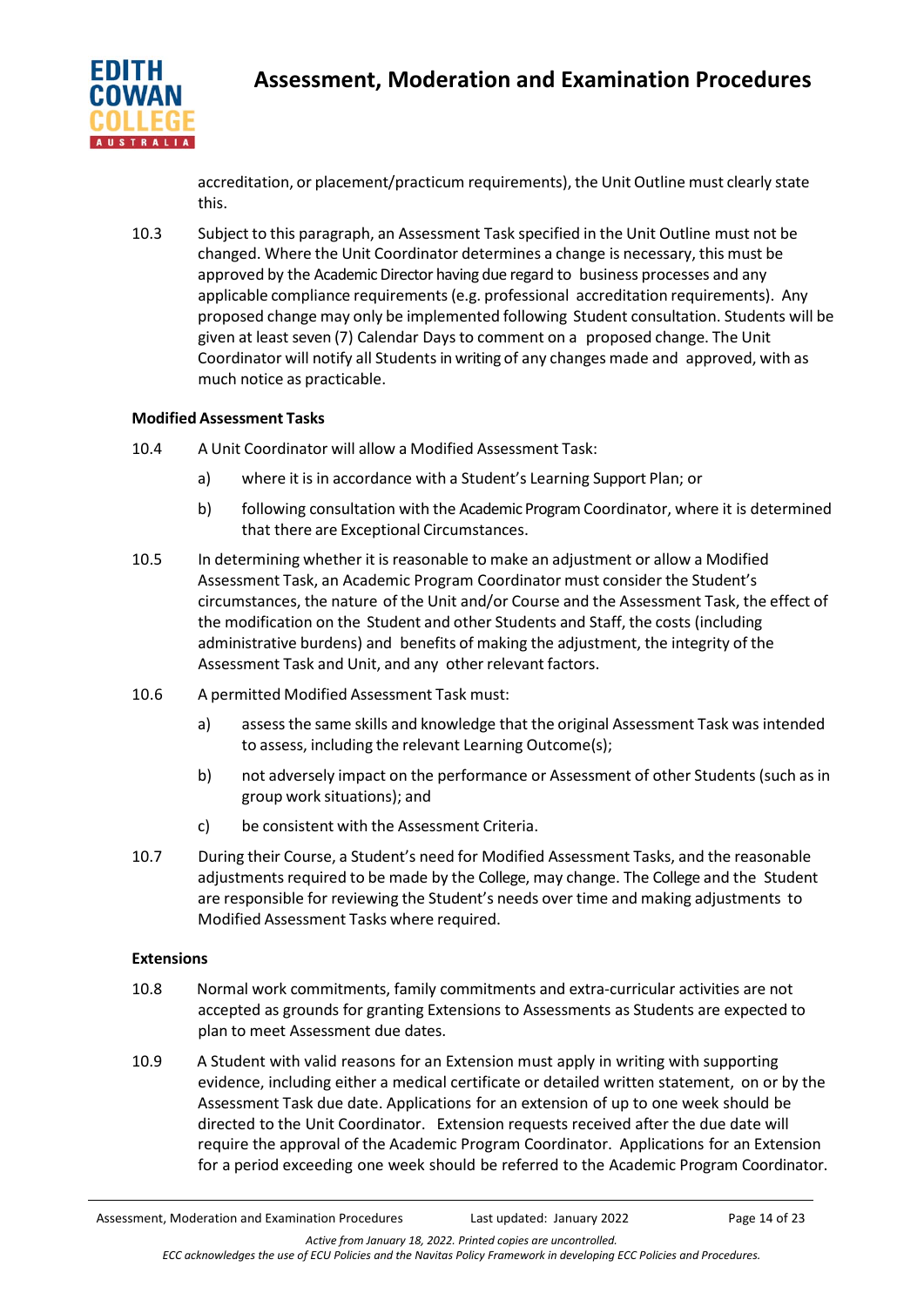accreditation, or placement/practicum requirements), the Unit Outline must clearly state this.

10.3 Subject to this paragraph, an Assessment Task specified in the Unit Outline must not be changed. Where the Unit Coordinator determines a change is necessary, this must be approved by the Academic Director having due regard to business processes and any applicable compliance requirements (e.g. professional accreditation requirements). Any proposed change may only be implemented following Student consultation. Students will be given at least seven (7) Calendar Days to comment on a proposed change. The Unit Coordinator will notify all Students in writing of any changes made and approved, with as much notice as practicable.

**Modified Assessment Tasks**

10.4 A Unit Coordinator will allow a Modified Assessment Task:

a) where it is in accordance with a Student's Learning Support Plan; or

b) following consultation with the Academic Program Coordinator, where it is determined that there are Exceptional Circumstances.

10.5 In determining whether it is reasonable to make an adjustment or allow a Modified Assessment Task, an Academic Program Coordinator must consider the Student's circumstances, the nature of the Unit and/or Course and the Assessment Task, the effect of the modification on the Student and other Students and Staff, the costs (including administrative burdens) and benefits of making the adjustment, the integrity of the Assessment Task and Unit, and any other relevant factors.

10.6 A permitted Modified Assessment Task must:

a) assess the same skills and knowledge that the original Assessment Task was intended to assess, including the relevant Learning Outcome(s);

b) not adversely impact on the performance or Assessment of other Students (such as in group work situations); and

c) be consistent with the Assessment Criteria.

10.7 During their Course, a Student's need for Modified Assessment Tasks, and the reasonable adjustments required to be made by the College, may change. The College and the Student are responsible for reviewing the Student's needs over time and making adjustments to Modified Assessment Tasks where required.

**Extensions**

10.8 Normal work commitments, family commitments and extra-curricular activities are not accepted as grounds for granting Extensions to Assessments as Students are expected to plan to meet Assessment due dates.

10.9 A Student with valid reasons for an Extension must apply in writing with supporting evidence, including either a medical certificate or detailed written statement, on or by the Assessment Task due date. Applications for an extension of up to one week should be directed to the Unit Coordinator. Extension requests received after the due date will require the approval of the Academic Program Coordinator. Applications for an Extension for a period exceeding one week should be referred to the Academic Program Coordinator.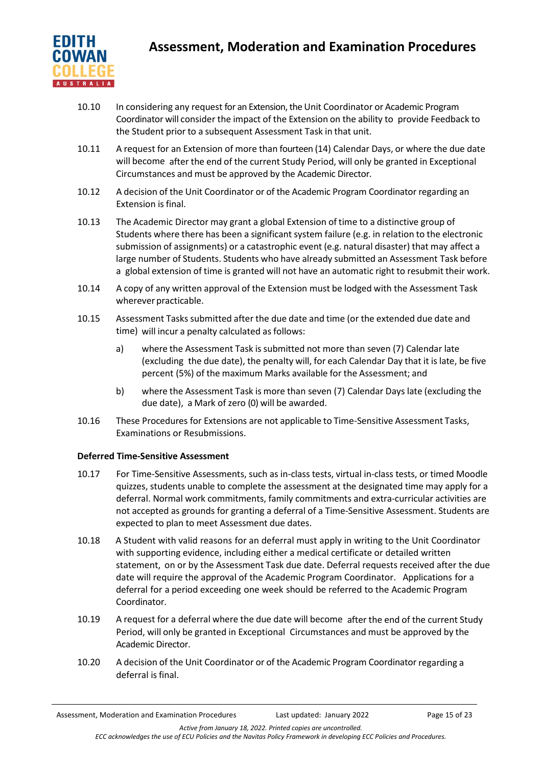10.10 In considering any request for an Extension, the Unit Coordinator or Academic Program Coordinator will consider the impact of the Extension on the ability to provide Feedback to the Student prior to a subsequent Assessment Task in that unit.

10.11 A request for an Extension of more than fourteen (14) Calendar Days, or where the due date will become after the end of the current Study Period, will only be granted in Exceptional Circumstances and must be approved by the Academic Director.

10.12 A decision of the Unit Coordinator or of the Academic Program Coordinator regarding an Extension is final.

10.13 The Academic Director may grant a global Extension of time to a distinctive group of Students where there has been a significant system failure (e.g. in relation to the electronic submission of assignments) or a catastrophic event (e.g. natural disaster) that may affect a large number of Students. Students who have already submitted an Assessment Task before a global extension of time is granted will not have an automatic right to resubmit their work.

10.14 A copy of any written approval of the Extension must be lodged with the Assessment Task wherever practicable.

10.15 Assessment Tasks submitted after the due date and time (or the extended due date and time) will incur a penalty calculated as follows:

a) where the Assessment Task is submitted not more than seven (7) Calendar late (excluding the due date), the penalty will, for each Calendar Day that it is late, be five percent (5%) of the maximum Marks available for the Assessment; and

b) where the Assessment Task is more than seven (7) Calendar Days late (excluding the due date), a Mark of zero (0) will be awarded.

10.16 These Procedures for Extensions are not applicable to Time-Sensitive Assessment Tasks, Examinations or Resubmissions.

**Deferred Time-Sensitive Assessment**

10.17 For Time-Sensitive Assessments, such as in-class tests, virtual in-class tests, or timed Moodle quizzes, students unable to complete the assessment at the designated time may apply for a deferral. Normal work commitments, family commitments and extra-curricular activities are not accepted as grounds for granting a deferral of a Time-Sensitive Assessment. Students are expected to plan to meet Assessment due dates.

10.18 A Student with valid reasons for an deferral must apply in writing to the Unit Coordinator with supporting evidence, including either a medical certificate or detailed written statement, on or by the Assessment Task due date. Deferral requests received after the due date will require the approval of the Academic Program Coordinator. Applications for a deferral for a period exceeding one week should be referred to the Academic Program Coordinator.

10.19 A request for a deferral where the due date will become after the end of the current Study Period, will only be granted in Exceptional Circumstances and must be approved by the Academic Director.

10.20 A decision of the Unit Coordinator or of the Academic Program Coordinator regarding a deferral is final.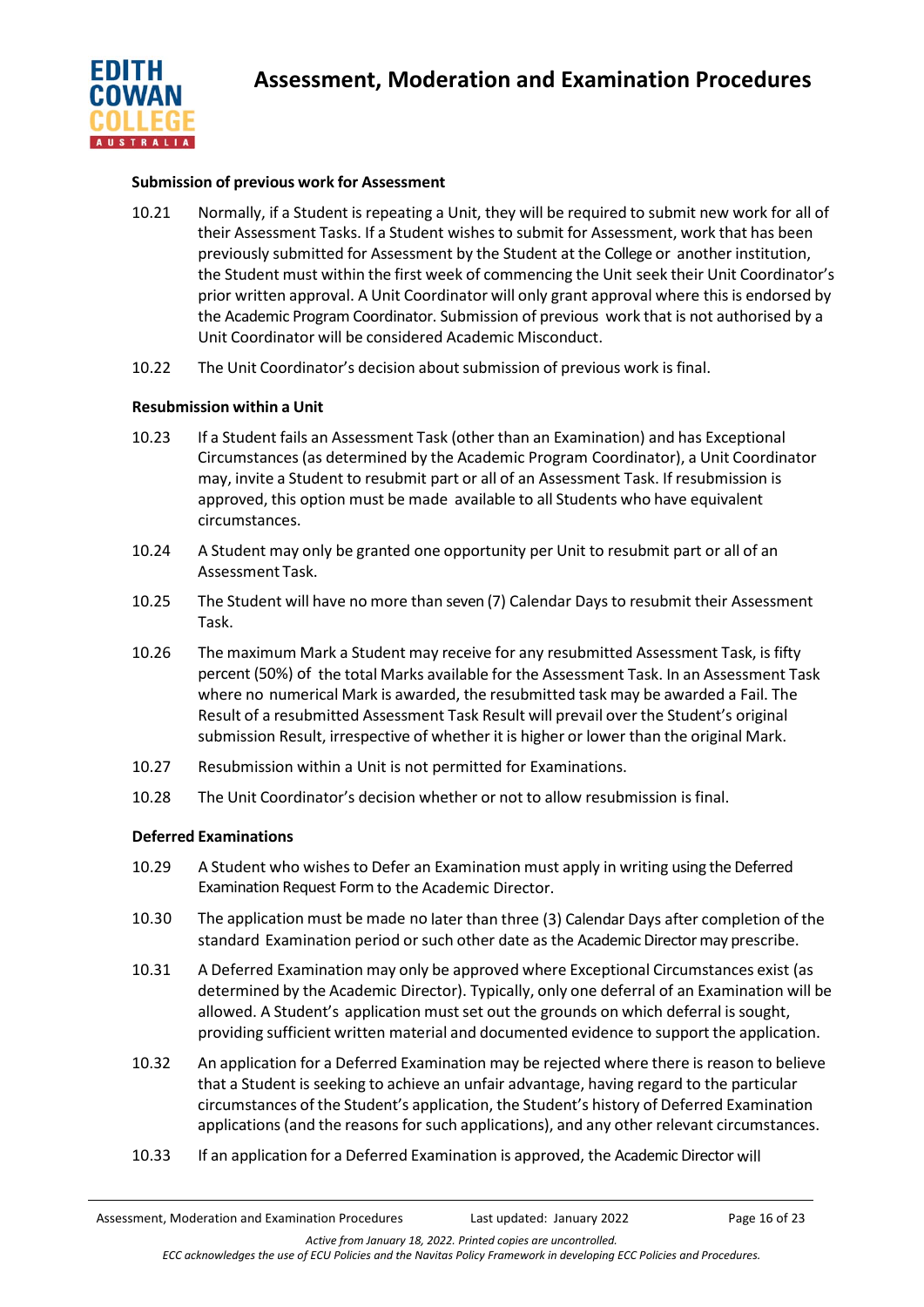**Submission of previous work for Assessment**

10.21 Normally, if a Student is repeating a Unit, they will be required to submit new work for all of their Assessment Tasks. If a Student wishes to submit for Assessment, work that has been previously submitted for Assessment by the Student at the College or another institution, the Student must within the first week of commencing the Unit seek their Unit Coordinator's prior written approval. A Unit Coordinator will only grant approval where this is endorsed by the Academic Program Coordinator. Submission of previous work that is not authorised by a Unit Coordinator will be considered Academic Misconduct.

10.22 The Unit Coordinator's decision about submission of previous work is final.

**Resubmission within a Unit**

10.23 If a Student fails an Assessment Task (other than an Examination) and has Exceptional Circumstances (as determined by the Academic Program Coordinator), a Unit Coordinator may, invite a Student to resubmit part or all of an Assessment Task. If resubmission is approved, this option must be made available to all Students who have equivalent circumstances.

10.24 A Student may only be granted one opportunity per Unit to resubmit part or all of an Assessment Task.

10.25 The Student will have no more than seven (7) Calendar Days to resubmit their Assessment Task.

10.26 The maximum Mark a Student may receive for any resubmitted Assessment Task, is fifty percent (50%) of the total Marks available for the Assessment Task. In an Assessment Task where no numerical Mark is awarded, the resubmitted task may be awarded a Fail. The Result of a resubmitted Assessment Task Result will prevail over the Student's original submission Result, irrespective of whether it is higher or lower than the original Mark.

10.27 Resubmission within a Unit is not permitted for Examinations.

10.28 The Unit Coordinator's decision whether or not to allow resubmission is final.

**Deferred Examinations**

10.29 A Student who wishes to Defer an Examination must apply in writing using the Deferred Examination Request Form to the Academic Director.

10.30 The application must be made no later than three (3) Calendar Days after completion of the standard Examination period or such other date as the Academic Director may prescribe.

10.31 A Deferred Examination may only be approved where Exceptional Circumstances exist (as determined by the Academic Director). Typically, only one deferral of an Examination will be allowed. A Student's application must set out the grounds on which deferral is sought, providing sufficient written material and documented evidence to support the application.

10.32 An application for a Deferred Examination may be rejected where there is reason to believe that a Student is seeking to achieve an unfair advantage, having regard to the particular circumstances of the Student's application, the Student's history of Deferred Examination applications (and the reasons for such applications), and any other relevant circumstances.

10.33 If an application for a Deferred Examination is approved, the Academic Director will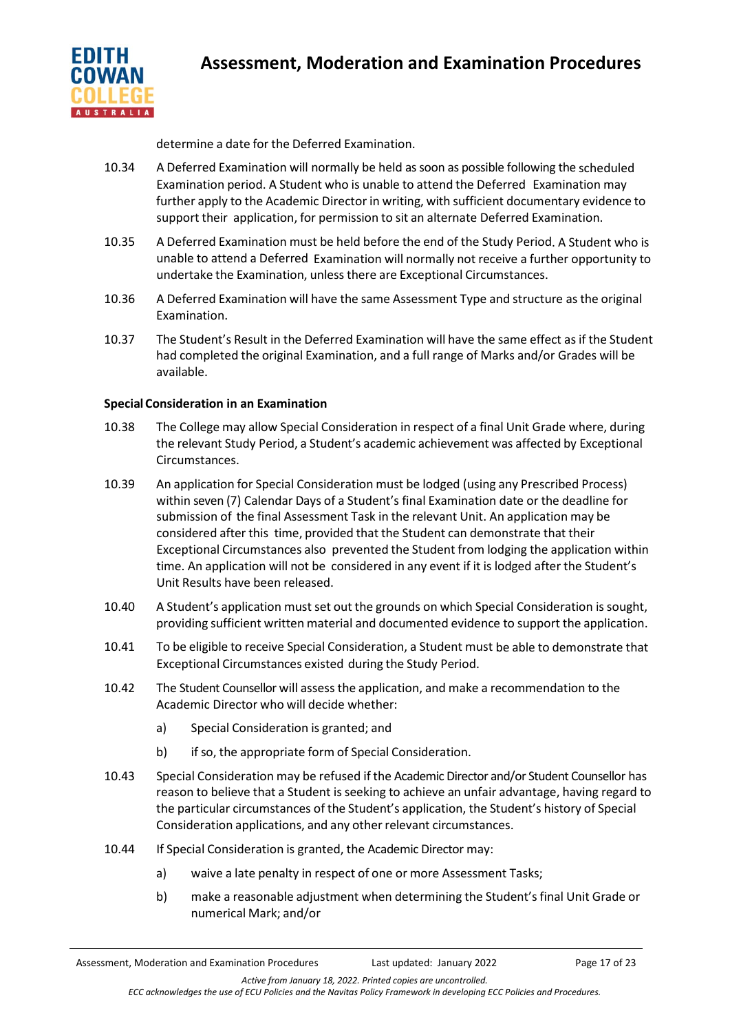determine a date for the Deferred Examination.

10.34 A Deferred Examination will normally be held as soon as possible following the scheduled Examination period. A Student who is unable to attend the Deferred Examination may further apply to the Academic Director in writing, with sufficient documentary evidence to support their application, for permission to sit an alternate Deferred Examination.

10.35 A Deferred Examination must be held before the end of the Study Period. A Student who is unable to attend a Deferred Examination will normally not receive a further opportunity to undertake the Examination, unless there are Exceptional Circumstances.

10.36 A Deferred Examination will have the same Assessment Type and structure as the original Examination.

10.37 The Student's Result in the Deferred Examination will have the same effect as if the Student had completed the original Examination, and a full range of Marks and/or Grades will be available.

**Special Consideration in an Examination**

10.38 The College may allow Special Consideration in respect of a final Unit Grade where, during the relevant Study Period, a Student's academic achievement was affected by Exceptional Circumstances.

10.39 An application for Special Consideration must be lodged (using any Prescribed Process) within seven (7) Calendar Days of a Student's final Examination date or the deadline for submission of the final Assessment Task in the relevant Unit. An application may be considered after this time, provided that the Student can demonstrate that their Exceptional Circumstances also prevented the Student from lodging the application within time. An application will not be considered in any event if it is lodged after the Student's Unit Results have been released.

10.40 A Student's application must set out the grounds on which Special Consideration is sought, providing sufficient written material and documented evidence to support the application.

10.41 To be eligible to receive Special Consideration, a Student must be able to demonstrate that Exceptional Circumstances existed during the Study Period.

10.42 The Student Counsellor will assess the application, and make a recommendation to the Academic Director who will decide whether:

   a) Special Consideration is granted; and

   b) if so, the appropriate form of Special Consideration.

10.43 Special Consideration may be refused if the Academic Director and/or Student Counsellor has reason to believe that a Student is seeking to achieve an unfair advantage, having regard to the particular circumstances of the Student's application, the Student's history of Special Consideration applications, and any other relevant circumstances.

10.44 If Special Consideration is granted, the Academic Director may:

   a) waive a late penalty in respect of one or more Assessment Tasks;

   b) make a reasonable adjustment when determining the Student's final Unit Grade or numerical Mark; and/or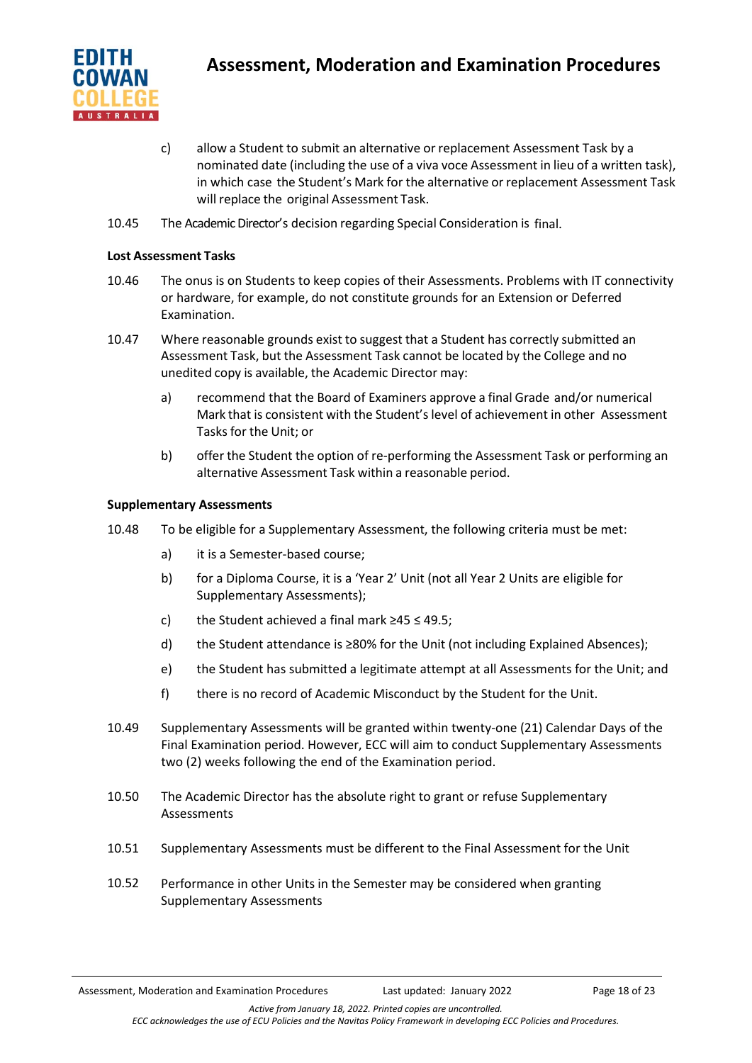c) allow a Student to submit an alternative or replacement Assessment Task by a nominated date (including the use of a viva voce Assessment in lieu of a written task), in which case the Student's Mark for the alternative or replacement Assessment Task will replace the original Assessment Task.

10.45 The Academic Director's decision regarding Special Consideration is final.

**Lost Assessment Tasks**

10.46 The onus is on Students to keep copies of their Assessments. Problems with IT connectivity or hardware, for example, do not constitute grounds for an Extension or Deferred Examination.

10.47 Where reasonable grounds exist to suggest that a Student has correctly submitted an Assessment Task, but the Assessment Task cannot be located by the College and no unedited copy is available, the Academic Director may:

a) recommend that the Board of Examiners approve a final Grade and/or numerical Mark that is consistent with the Student's level of achievement in other Assessment Tasks for the Unit; or

b) offer the Student the option of re-performing the Assessment Task or performing an alternative Assessment Task within a reasonable period.

**Supplementary Assessments**

10.48 To be eligible for a Supplementary Assessment, the following criteria must be met:

a) it is a Semester-based course;

b) for a Diploma Course, it is a 'Year 2' Unit (not all Year 2 Units are eligible for Supplementary Assessments);

c) the Student achieved a final mark $\geq 45 \leq 49.5$;

d) the Student attendance is $\geq 80\%$ for the Unit (not including Explained Absences);

e) the Student has submitted a legitimate attempt at all Assessments for the Unit; and

f) there is no record of Academic Misconduct by the Student for the Unit.

10.49 Supplementary Assessments will be granted within twenty-one (21) Calendar Days of the Final Examination period. However, ECC will aim to conduct Supplementary Assessments two (2) weeks following the end of the Examination period.

10.50 The Academic Director has the absolute right to grant or refuse Supplementary Assessments

10.51 Supplementary Assessments must be different to the Final Assessment for the Unit

10.52 Performance in other Units in the Semester may be considered when granting Supplementary Assessments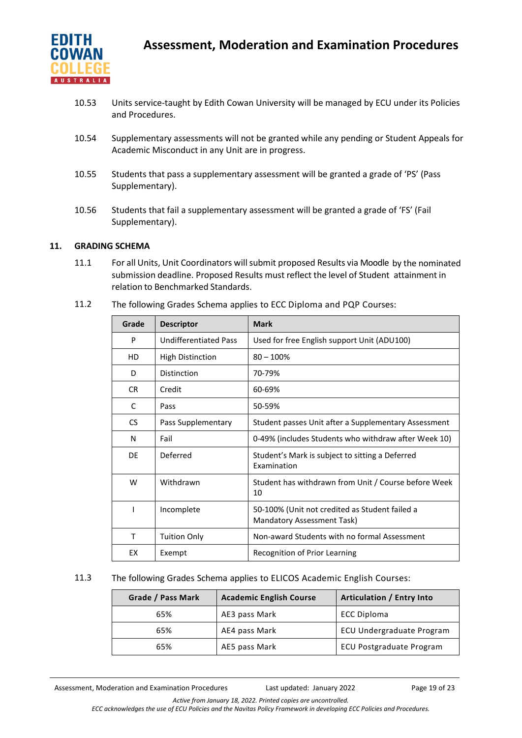10.53 Units service-taught by Edith Cowan University will be managed by ECU under its Policies and Procedures.

10.54 Supplementary assessments will not be granted while any pending or Student Appeals for Academic Misconduct in any Unit are in progress.

10.55 Students that pass a supplementary assessment will be granted a grade of 'PS' (Pass Supplementary).

10.56 Students that fail a supplementary assessment will be granted a grade of 'FS' (Fail Supplementary).

## 11. GRADING SCHEMA

11.1 For all Units, Unit Coordinators will submit proposed Results via Moodle by the nominated submission deadline. Proposed Results must reflect the level of Student attainment in relation to Benchmarked Standards.

11.2 The following Grades Schema applies to ECC Diploma and PQP Courses:

| Grade | Descriptor | Mark |
|---|---|---|
| P | Undifferentiated Pass | Used for free English support Unit (ADU100) |
| HD | High Distinction | 80 – 100% |
| D | Distinction | 70-79% |
| CR | Credit | 60-69% |
| C | Pass | 50-59% |
| CS | Pass Supplementary | Student passes Unit after a Supplementary Assessment |
| N | Fail | 0-49% (includes Students who withdraw after Week 10) |
| DE | Deferred | Student's Mark is subject to sitting a Deferred Examination |
| W | Withdrawn | Student has withdrawn from Unit / Course before Week 10 |
| I | Incomplete | 50-100% (Unit not credited as Student failed a Mandatory Assessment Task) |
| T | Tuition Only | Non-award Students with no formal Assessment |
| EX | Exempt | Recognition of Prior Learning |

11.3 The following Grades Schema applies to ELICOS Academic English Courses:

| Grade / Pass Mark | Academic English Course | Articulation / Entry Into |
|---|---|---|
| 65% | AE3 pass Mark | ECC Diploma |
| 65% | AE4 pass Mark | ECU Undergraduate Program |
| 65% | AE5 pass Mark | ECU Postgraduate Program |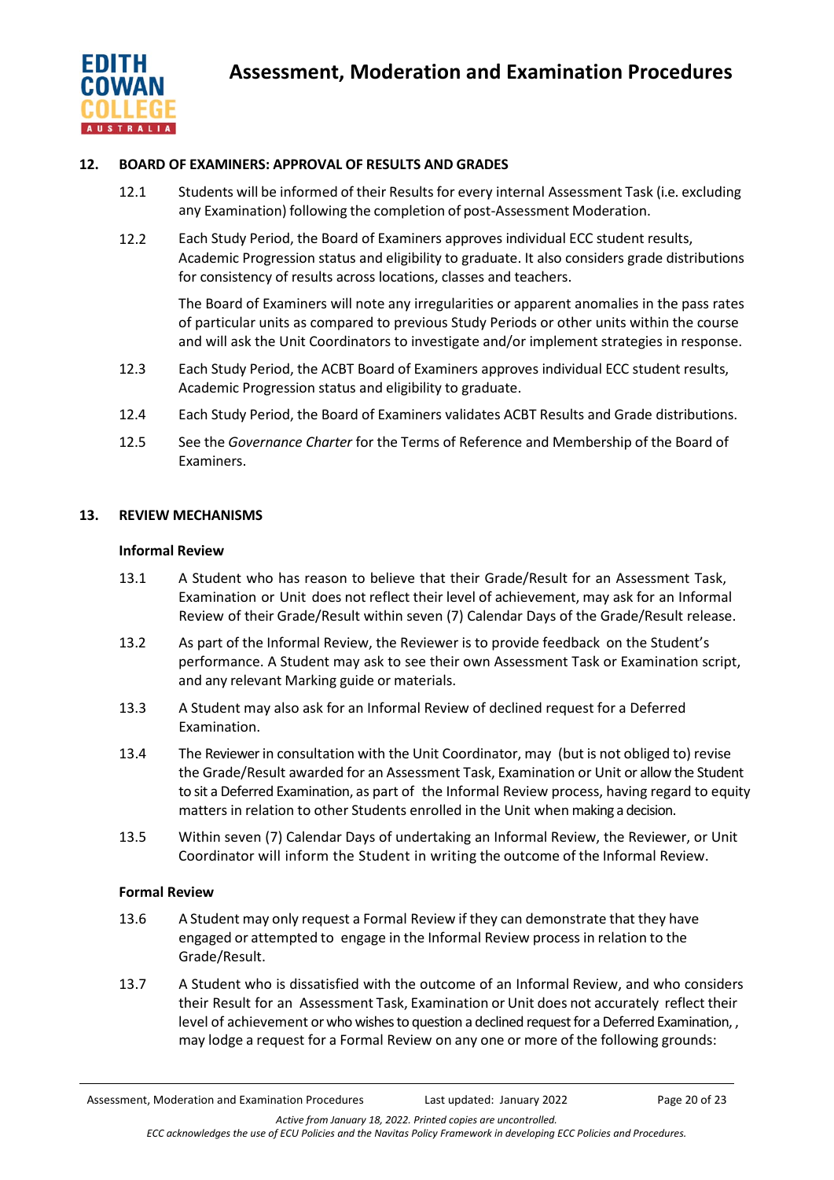## 12. BOARD OF EXAMINERS: APPROVAL OF RESULTS AND GRADES

12.1 Students will be informed of their Results for every internal Assessment Task (i.e. excluding any Examination) following the completion of post-Assessment Moderation.

12.2 Each Study Period, the Board of Examiners approves individual ECC student results, Academic Progression status and eligibility to graduate. It also considers grade distributions for consistency of results across locations, classes and teachers.

The Board of Examiners will note any irregularities or apparent anomalies in the pass rates of particular units as compared to previous Study Periods or other units within the course and will ask the Unit Coordinators to investigate and/or implement strategies in response.

12.3 Each Study Period, the ACBT Board of Examiners approves individual ECC student results, Academic Progression status and eligibility to graduate.

12.4 Each Study Period, the Board of Examiners validates ACBT Results and Grade distributions.

12.5 See the *Governance Charter* for the Terms of Reference and Membership of the Board of Examiners.

## 13. REVIEW MECHANISMS

### Informal Review

13.1 A Student who has reason to believe that their Grade/Result for an Assessment Task, Examination or Unit does not reflect their level of achievement, may ask for an Informal Review of their Grade/Result within seven (7) Calendar Days of the Grade/Result release.

13.2 As part of the Informal Review, the Reviewer is to provide feedback on the Student's performance. A Student may ask to see their own Assessment Task or Examination script, and any relevant Marking guide or materials.

13.3 A Student may also ask for an Informal Review of declined request for a Deferred Examination.

13.4 The Reviewer in consultation with the Unit Coordinator, may (but is not obliged to) revise the Grade/Result awarded for an Assessment Task, Examination or Unit or allow the Student to sit a Deferred Examination, as part of the Informal Review process, having regard to equity matters in relation to other Students enrolled in the Unit when making a decision.

13.5 Within seven (7) Calendar Days of undertaking an Informal Review, the Reviewer, or Unit Coordinator will inform the Student in writing the outcome of the Informal Review.

### Formal Review

13.6 A Student may only request a Formal Review if they can demonstrate that they have engaged or attempted to engage in the Informal Review process in relation to the Grade/Result.

13.7 A Student who is dissatisfied with the outcome of an Informal Review, and who considers their Result for an Assessment Task, Examination or Unit does not accurately reflect their level of achievement or who wishes to question a declined request for a Deferred Examination, , may lodge a request for a Formal Review on any one or more of the following grounds: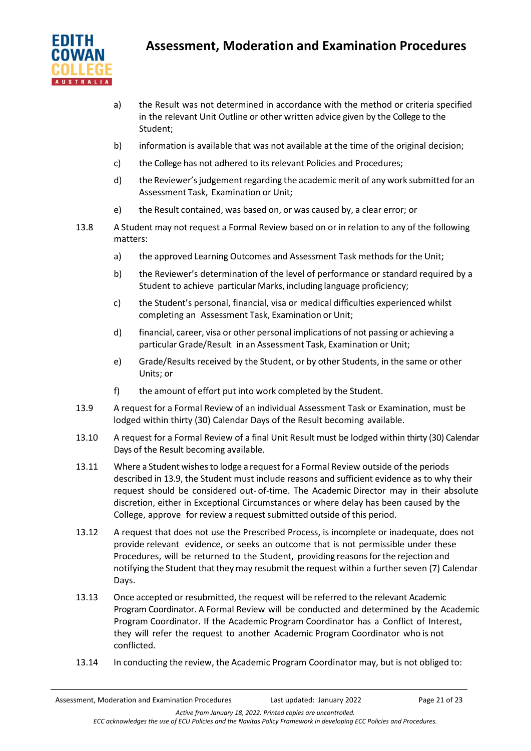a) the Result was not determined in accordance with the method or criteria specified in the relevant Unit Outline or other written advice given by the College to the Student;

b) information is available that was not available at the time of the original decision;

c) the College has not adhered to its relevant Policies and Procedures;

d) the Reviewer's judgement regarding the academic merit of any work submitted for an Assessment Task, Examination or Unit;

e) the Result contained, was based on, or was caused by, a clear error; or

13.8 A Student may not request a Formal Review based on or in relation to any of the following matters:

a) the approved Learning Outcomes and Assessment Task methods for the Unit;

b) the Reviewer's determination of the level of performance or standard required by a Student to achieve particular Marks, including language proficiency;

c) the Student's personal, financial, visa or medical difficulties experienced whilst completing an Assessment Task, Examination or Unit;

d) financial, career, visa or other personal implications of not passing or achieving a particular Grade/Result in an Assessment Task, Examination or Unit;

e) Grade/Results received by the Student, or by other Students, in the same or other Units; or

f) the amount of effort put into work completed by the Student.

13.9 A request for a Formal Review of an individual Assessment Task or Examination, must be lodged within thirty (30) Calendar Days of the Result becoming available.

13.10 A request for a Formal Review of a final Unit Result must be lodged within thirty (30) Calendar Days of the Result becoming available.

13.11 Where a Student wishes to lodge a request for a Formal Review outside of the periods described in 13.9, the Student must include reasons and sufficient evidence as to why their request should be considered out-of-time. The Academic Director may in their absolute discretion, either in Exceptional Circumstances or where delay has been caused by the College, approve for review a request submitted outside of this period.

13.12 A request that does not use the Prescribed Process, is incomplete or inadequate, does not provide relevant evidence, or seeks an outcome that is not permissible under these Procedures, will be returned to the Student, providing reasons for the rejection and notifying the Student that they may resubmit the request within a further seven (7) Calendar Days.

13.13 Once accepted or resubmitted, the request will be referred to the relevant Academic Program Coordinator. A Formal Review will be conducted and determined by the Academic Program Coordinator. If the Academic Program Coordinator has a Conflict of Interest, they will refer the request to another Academic Program Coordinator who is not conflicted.

13.14 In conducting the review, the Academic Program Coordinator may, but is not obliged to: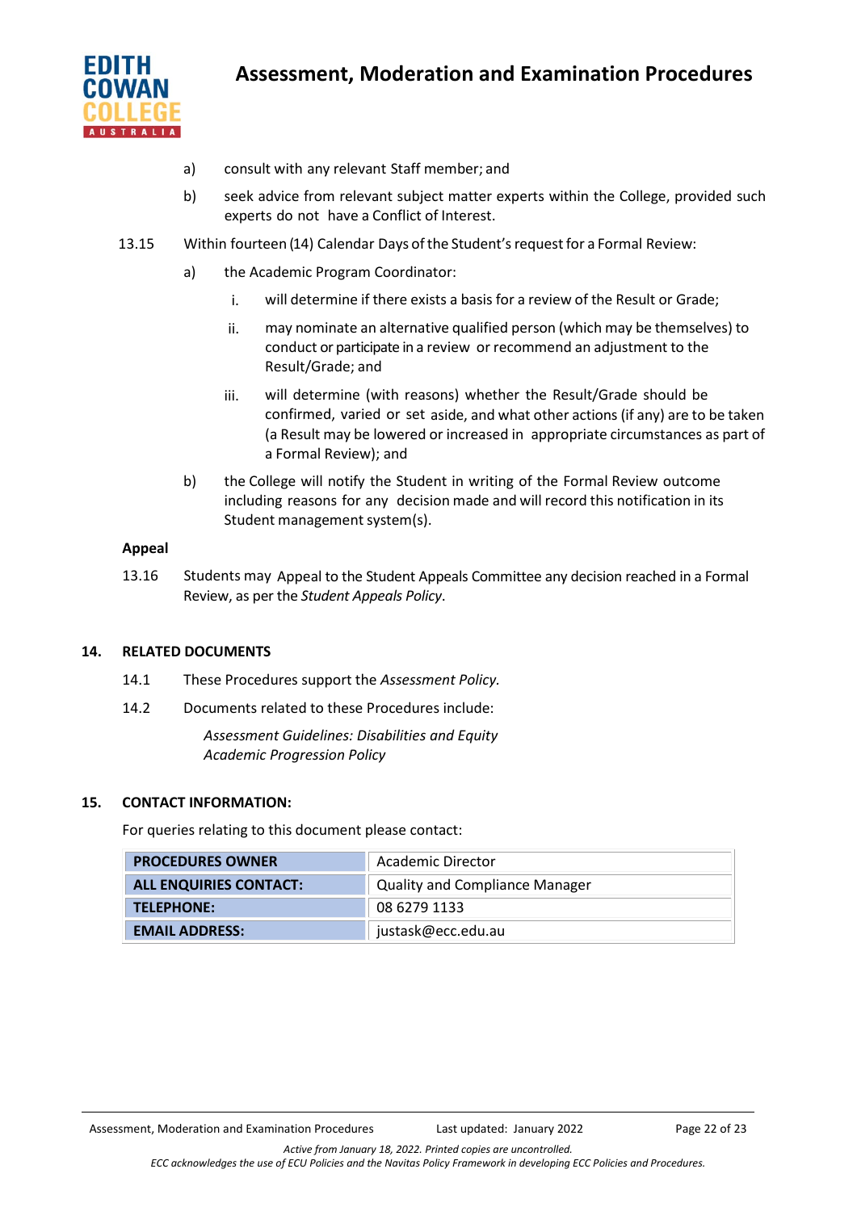a) consult with any relevant Staff member; and

b) seek advice from relevant subject matter experts within the College, provided such experts do not have a Conflict of Interest.

13.15 Within fourteen (14) Calendar Days of the Student's request for a Formal Review:

a) the Academic Program Coordinator:

i. will determine if there exists a basis for a review of the Result or Grade;

ii. may nominate an alternative qualified person (which may be themselves) to conduct or participate in a review or recommend an adjustment to the Result/Grade; and

iii. will determine (with reasons) whether the Result/Grade should be confirmed, varied or set aside, and what other actions (if any) are to be taken (a Result may be lowered or increased in appropriate circumstances as part of a Formal Review); and

b) the College will notify the Student in writing of the Formal Review outcome including reasons for any decision made and will record this notification in its Student management system(s).

**Appeal**

13.16 Students may Appeal to the Student Appeals Committee any decision reached in a Formal Review, as per the *Student Appeals Policy*.

## 14. RELATED DOCUMENTS

14.1 These Procedures support the *Assessment Policy.*

14.2 Documents related to these Procedures include:

*Assessment Guidelines: Disabilities and Equity*
*Academic Progression Policy*

## 15. CONTACT INFORMATION:

For queries relating to this document please contact:

| | |
|---|---|
| **PROCEDURES OWNER** | Academic Director |
| **ALL ENQUIRIES CONTACT:** | Quality and Compliance Manager |
| **TELEPHONE:** | 08 6279 1133 |
| **EMAIL ADDRESS:** | justask@ecc.edu.au |

*Active from January 18, 2022. Printed copies are uncontrolled.*
*ECC acknowledges the use of ECU Policies and the Navitas Policy Framework in developing ECC Policies and Procedures.*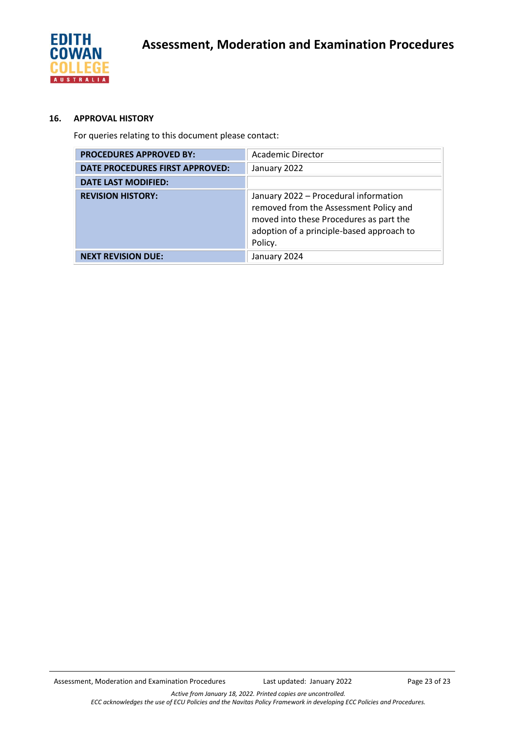## 16. APPROVAL HISTORY

For queries relating to this document please contact:

| | |
|---|---|
| **PROCEDURES APPROVED BY:** | Academic Director |
| **DATE PROCEDURES FIRST APPROVED:** | January 2022 |
| **DATE LAST MODIFIED:** | |
| **REVISION HISTORY:** | January 2022 – Procedural information removed from the Assessment Policy and moved into these Procedures as part the adoption of a principle-based approach to Policy. |
| **NEXT REVISION DUE:** | January 2024 |